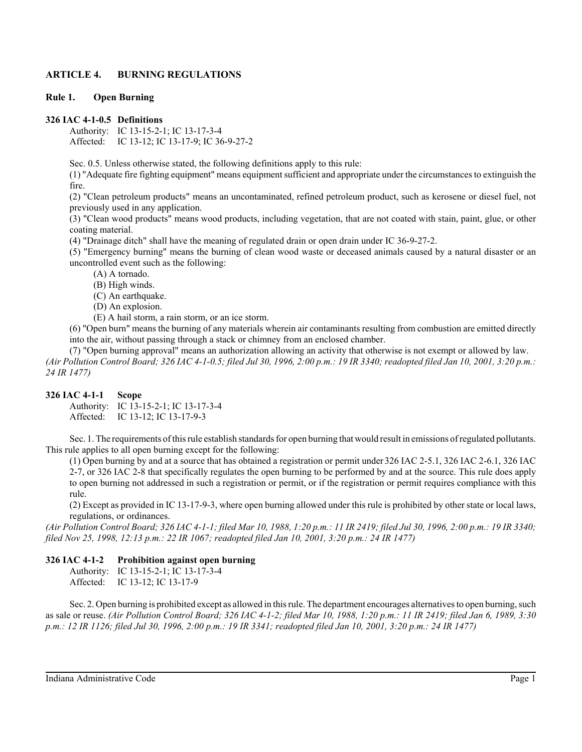## ARTICLE 4. BURNING REGULATIONS

### Rule 1. Open Burning

#### 326 IAC 4-1-0.5 Definitions

Authority: IC 13-15-2-1; IC 13-17-3-4
Affected: IC 13-12; IC 13-17-9; IC 36-9-27-2

Sec. 0.5. Unless otherwise stated, the following definitions apply to this rule:

(1) "Adequate fire fighting equipment" means equipment sufficient and appropriate under the circumstances to extinguish the fire.

(2) "Clean petroleum products" means an uncontaminated, refined petroleum product, such as kerosene or diesel fuel, not previously used in any application.

(3) "Clean wood products" means wood products, including vegetation, that are not coated with stain, paint, glue, or other coating material.

(4) "Drainage ditch" shall have the meaning of regulated drain or open drain under IC 36-9-27-2.

(5) "Emergency burning" means the burning of clean wood waste or deceased animals caused by a natural disaster or an uncontrolled event such as the following:

- (A) A tornado.
- (B) High winds.
- (C) An earthquake.
- (D) An explosion.
- (E) A hail storm, a rain storm, or an ice storm.

(6) "Open burn" means the burning of any materials wherein air contaminants resulting from combustion are emitted directly into the air, without passing through a stack or chimney from an enclosed chamber.

(7) "Open burning approval" means an authorization allowing an activity that otherwise is not exempt or allowed by law.

*(Air Pollution Control Board; 326 IAC 4-1-0.5; filed Jul 30, 1996, 2:00 p.m.: 19 IR 3340; readopted filed Jan 10, 2001, 3:20 p.m.: 24 IR 1477)*

#### 326 IAC 4-1-1 Scope

Authority: IC 13-15-2-1; IC 13-17-3-4
Affected: IC 13-12; IC 13-17-9-3

Sec. 1. The requirements of this rule establish standards for open burning that would result in emissions of regulated pollutants. This rule applies to all open burning except for the following:

(1) Open burning by and at a source that has obtained a registration or permit under 326 IAC 2-5.1, 326 IAC 2-6.1, 326 IAC 2-7, or 326 IAC 2-8 that specifically regulates the open burning to be performed by and at the source. This rule does apply to open burning not addressed in such a registration or permit, or if the registration or permit requires compliance with this rule.

(2) Except as provided in IC 13-17-9-3, where open burning allowed under this rule is prohibited by other state or local laws, regulations, or ordinances.

*(Air Pollution Control Board; 326 IAC 4-1-1; filed Mar 10, 1988, 1:20 p.m.: 11 IR 2419; filed Jul 30, 1996, 2:00 p.m.: 19 IR 3340; filed Nov 25, 1998, 12:13 p.m.: 22 IR 1067; readopted filed Jan 10, 2001, 3:20 p.m.: 24 IR 1477)*

#### 326 IAC 4-1-2 Prohibition against open burning

Authority: IC 13-15-2-1; IC 13-17-3-4
Affected: IC 13-12; IC 13-17-9

Sec. 2. Open burning is prohibited except as allowed in this rule. The department encourages alternatives to open burning, such as sale or reuse. *(Air Pollution Control Board; 326 IAC 4-1-2; filed Mar 10, 1988, 1:20 p.m.: 11 IR 2419; filed Jan 6, 1989, 3:30 p.m.: 12 IR 1126; filed Jul 30, 1996, 2:00 p.m.: 19 IR 3341; readopted filed Jan 10, 2001, 3:20 p.m.: 24 IR 1477)*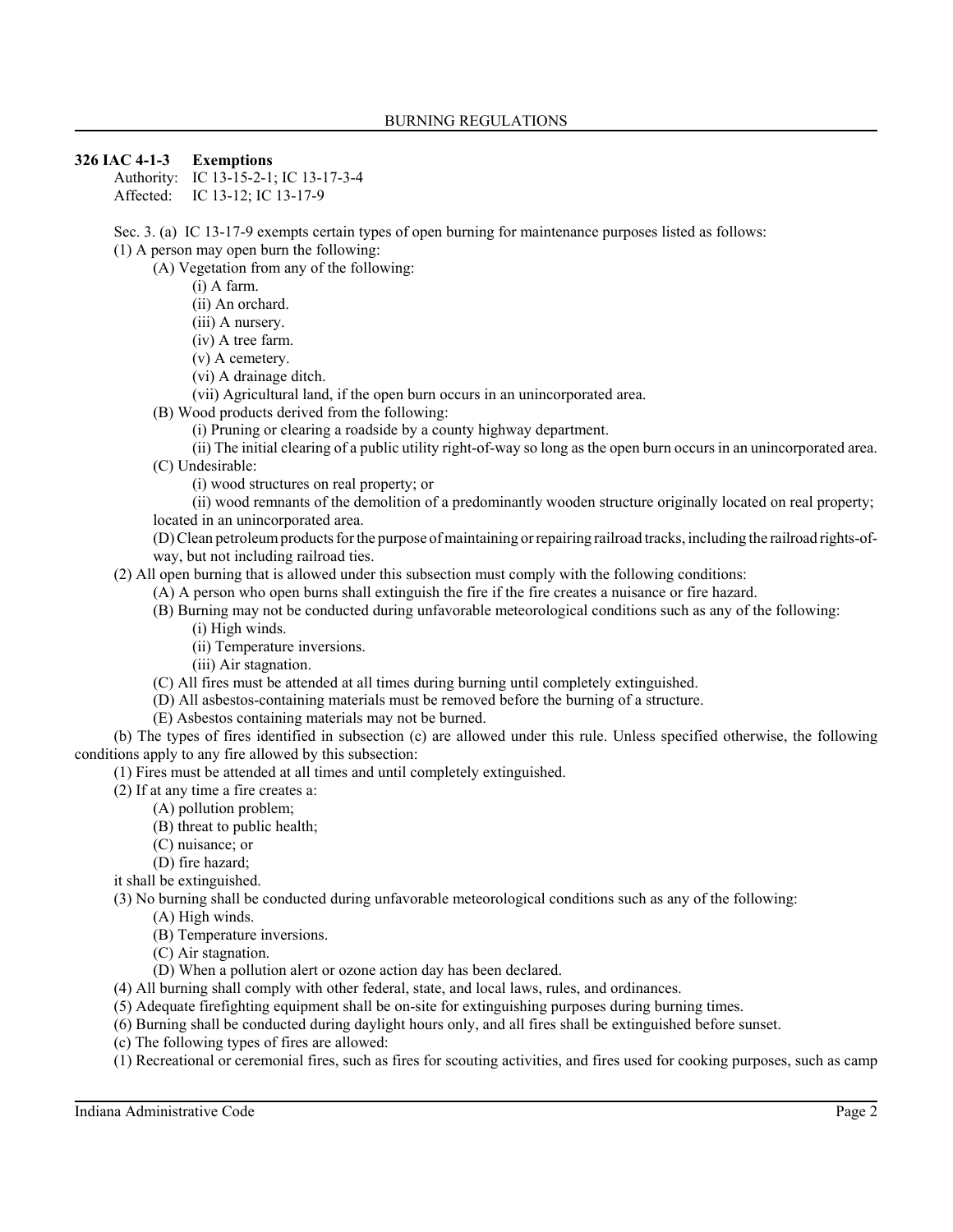## 326 IAC 4-1-3 Exemptions

Authority: IC 13-15-2-1; IC 13-17-3-4
Affected: IC 13-12; IC 13-17-9

Sec. 3. (a) IC 13-17-9 exempts certain types of open burning for maintenance purposes listed as follows:

(1) A person may open burn the following:

(A) Vegetation from any of the following:

(i) A farm.

(ii) An orchard.

(iii) A nursery.

(iv) A tree farm.

(v) A cemetery.

(vi) A drainage ditch.

(vii) Agricultural land, if the open burn occurs in an unincorporated area.

(B) Wood products derived from the following:

(i) Pruning or clearing a roadside by a county highway department.

(ii) The initial clearing of a public utility right-of-way so long as the open burn occurs in an unincorporated area.

(C) Undesirable:

(i) wood structures on real property; or

(ii) wood remnants of the demolition of a predominantly wooden structure originally located on real property;

located in an unincorporated area.

(D) Clean petroleum products for the purpose of maintaining or repairing railroad tracks, including the railroad rights-of-way, but not including railroad ties.

(2) All open burning that is allowed under this subsection must comply with the following conditions:

(A) A person who open burns shall extinguish the fire if the fire creates a nuisance or fire hazard.

(B) Burning may not be conducted during unfavorable meteorological conditions such as any of the following:

(i) High winds.

(ii) Temperature inversions.

(iii) Air stagnation.

(C) All fires must be attended at all times during burning until completely extinguished.

(D) All asbestos-containing materials must be removed before the burning of a structure.

(E) Asbestos containing materials may not be burned.

(b) The types of fires identified in subsection (c) are allowed under this rule. Unless specified otherwise, the following conditions apply to any fire allowed by this subsection:

(1) Fires must be attended at all times and until completely extinguished.

(2) If at any time a fire creates a:

(A) pollution problem;

(B) threat to public health;

(C) nuisance; or

(D) fire hazard;

it shall be extinguished.

(3) No burning shall be conducted during unfavorable meteorological conditions such as any of the following:

(A) High winds.

(B) Temperature inversions.

(C) Air stagnation.

(D) When a pollution alert or ozone action day has been declared.

(4) All burning shall comply with other federal, state, and local laws, rules, and ordinances.

(5) Adequate firefighting equipment shall be on-site for extinguishing purposes during burning times.

(6) Burning shall be conducted during daylight hours only, and all fires shall be extinguished before sunset.

(c) The following types of fires are allowed:

(1) Recreational or ceremonial fires, such as fires for scouting activities, and fires used for cooking purposes, such as camp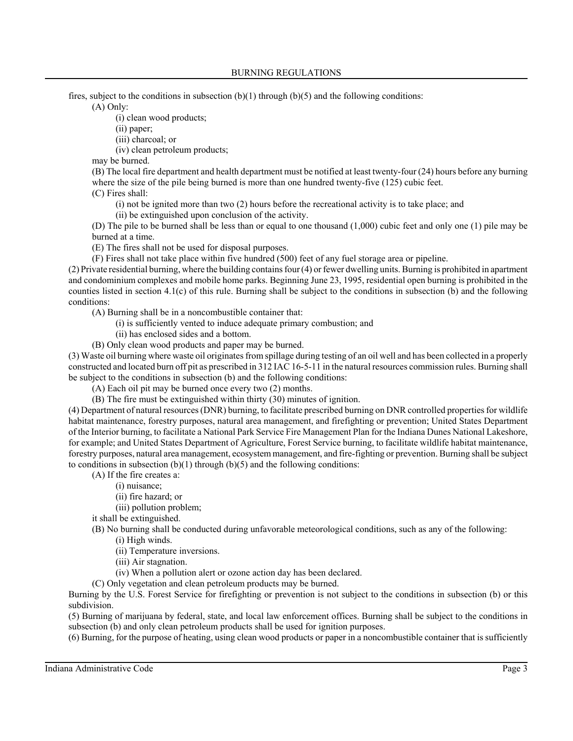fires, subject to the conditions in subsection (b)(1) through (b)(5) and the following conditions:

(A) Only:

(i) clean wood products;

(ii) paper;

(iii) charcoal; or

(iv) clean petroleum products;

may be burned.

(B) The local fire department and health department must be notified at least twenty-four (24) hours before any burning where the size of the pile being burned is more than one hundred twenty-five (125) cubic feet.

(C) Fires shall:

(i) not be ignited more than two (2) hours before the recreational activity is to take place; and

(ii) be extinguished upon conclusion of the activity.

(D) The pile to be burned shall be less than or equal to one thousand (1,000) cubic feet and only one (1) pile may be burned at a time.

(E) The fires shall not be used for disposal purposes.

(F) Fires shall not take place within five hundred (500) feet of any fuel storage area or pipeline.

(2) Private residential burning, where the building contains four (4) or fewer dwelling units. Burning is prohibited in apartment and condominium complexes and mobile home parks. Beginning June 23, 1995, residential open burning is prohibited in the counties listed in section 4.1(c) of this rule. Burning shall be subject to the conditions in subsection (b) and the following conditions:

(A) Burning shall be in a noncombustible container that:

(i) is sufficiently vented to induce adequate primary combustion; and

(ii) has enclosed sides and a bottom.

(B) Only clean wood products and paper may be burned.

(3) Waste oil burning where waste oil originates from spillage during testing of an oil well and has been collected in a properly constructed and located burn off pit as prescribed in 312 IAC 16-5-11 in the natural resources commission rules. Burning shall be subject to the conditions in subsection (b) and the following conditions:

(A) Each oil pit may be burned once every two (2) months.

(B) The fire must be extinguished within thirty (30) minutes of ignition.

(4) Department of natural resources (DNR) burning, to facilitate prescribed burning on DNR controlled properties for wildlife habitat maintenance, forestry purposes, natural area management, and firefighting or prevention; United States Department of the Interior burning, to facilitate a National Park Service Fire Management Plan for the Indiana Dunes National Lakeshore, for example; and United States Department of Agriculture, Forest Service burning, to facilitate wildlife habitat maintenance, forestry purposes, natural area management, ecosystem management, and fire-fighting or prevention. Burning shall be subject to conditions in subsection (b)(1) through (b)(5) and the following conditions:

(A) If the fire creates a:

(i) nuisance;

(ii) fire hazard; or

(iii) pollution problem;

it shall be extinguished.

(B) No burning shall be conducted during unfavorable meteorological conditions, such as any of the following:

(i) High winds.

(ii) Temperature inversions.

(iii) Air stagnation.

(iv) When a pollution alert or ozone action day has been declared.

(C) Only vegetation and clean petroleum products may be burned.

Burning by the U.S. Forest Service for firefighting or prevention is not subject to the conditions in subsection (b) or this subdivision.

(5) Burning of marijuana by federal, state, and local law enforcement offices. Burning shall be subject to the conditions in subsection (b) and only clean petroleum products shall be used for ignition purposes.

(6) Burning, for the purpose of heating, using clean wood products or paper in a noncombustible container that is sufficiently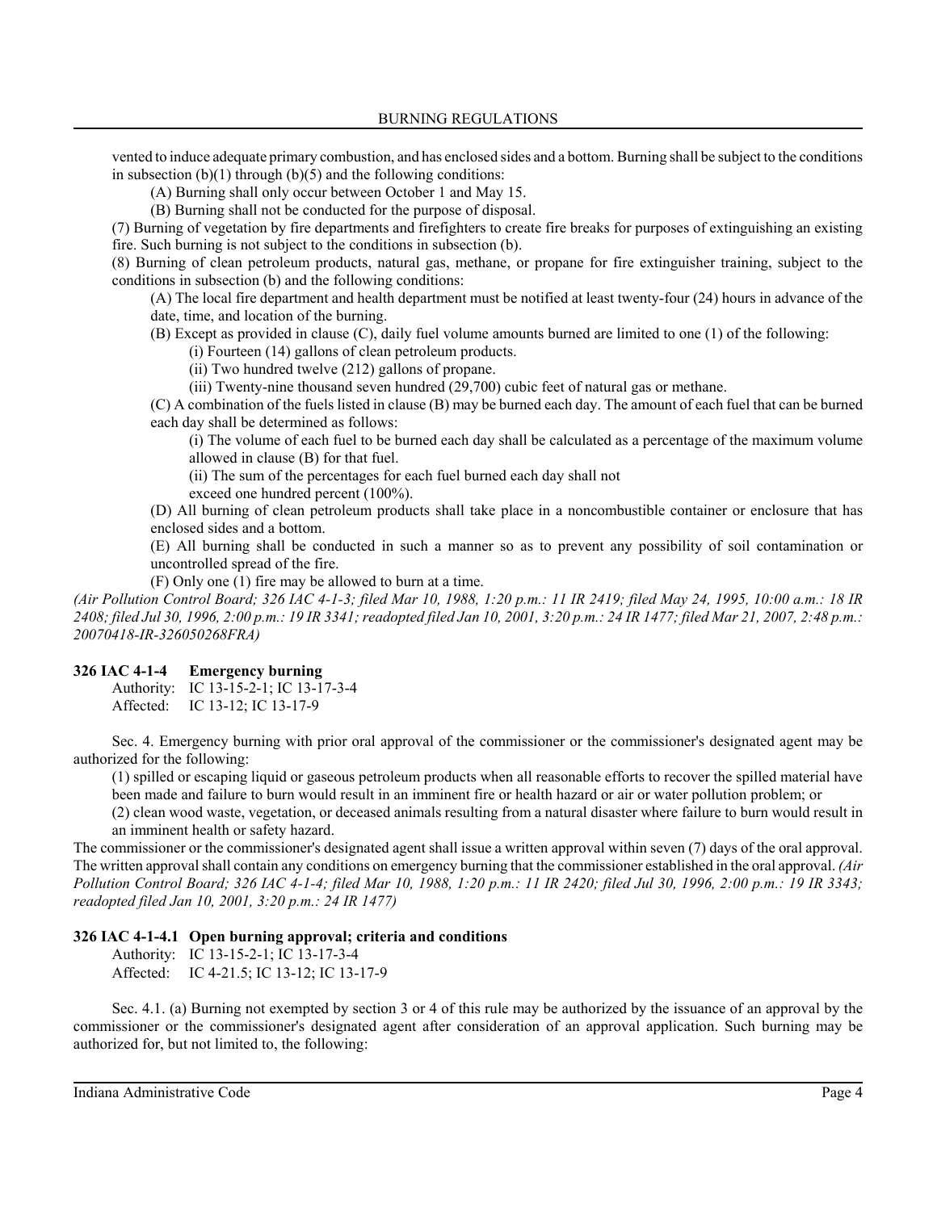vented to induce adequate primary combustion, and has enclosed sides and a bottom. Burning shall be subject to the conditions in subsection (b)(1) through (b)(5) and the following conditions:

(A) Burning shall only occur between October 1 and May 15.

(B) Burning shall not be conducted for the purpose of disposal.

(7) Burning of vegetation by fire departments and firefighters to create fire breaks for purposes of extinguishing an existing fire. Such burning is not subject to the conditions in subsection (b).

(8) Burning of clean petroleum products, natural gas, methane, or propane for fire extinguisher training, subject to the conditions in subsection (b) and the following conditions:

(A) The local fire department and health department must be notified at least twenty-four (24) hours in advance of the date, time, and location of the burning.

(B) Except as provided in clause (C), daily fuel volume amounts burned are limited to one (1) of the following:

(i) Fourteen (14) gallons of clean petroleum products.

(ii) Two hundred twelve (212) gallons of propane.

(iii) Twenty-nine thousand seven hundred (29,700) cubic feet of natural gas or methane.

(C) A combination of the fuels listed in clause (B) may be burned each day. The amount of each fuel that can be burned each day shall be determined as follows:

(i) The volume of each fuel to be burned each day shall be calculated as a percentage of the maximum volume allowed in clause (B) for that fuel.

(ii) The sum of the percentages for each fuel burned each day shall not exceed one hundred percent (100%).

(D) All burning of clean petroleum products shall take place in a noncombustible container or enclosure that has enclosed sides and a bottom.

(E) All burning shall be conducted in such a manner so as to prevent any possibility of soil contamination or uncontrolled spread of the fire.

(F) Only one (1) fire may be allowed to burn at a time.

*(Air Pollution Control Board; 326 IAC 4-1-3; filed Mar 10, 1988, 1:20 p.m.: 11 IR 2419; filed May 24, 1995, 10:00 a.m.: 18 IR 2408; filed Jul 30, 1996, 2:00 p.m.: 19 IR 3341; readopted filed Jan 10, 2001, 3:20 p.m.: 24 IR 1477; filed Mar 21, 2007, 2:48 p.m.: 20070418-IR-326050268FRA)*

**326 IAC 4-1-4 Emergency burning**

Authority: IC 13-15-2-1; IC 13-17-3-4
Affected: IC 13-12; IC 13-17-9

Sec. 4. Emergency burning with prior oral approval of the commissioner or the commissioner's designated agent may be authorized for the following:

(1) spilled or escaping liquid or gaseous petroleum products when all reasonable efforts to recover the spilled material have been made and failure to burn would result in an imminent fire or health hazard or air or water pollution problem; or

(2) clean wood waste, vegetation, or deceased animals resulting from a natural disaster where failure to burn would result in an imminent health or safety hazard.

The commissioner or the commissioner's designated agent shall issue a written approval within seven (7) days of the oral approval. The written approval shall contain any conditions on emergency burning that the commissioner established in the oral approval. *(Air Pollution Control Board; 326 IAC 4-1-4; filed Mar 10, 1988, 1:20 p.m.: 11 IR 2420; filed Jul 30, 1996, 2:00 p.m.: 19 IR 3343; readopted filed Jan 10, 2001, 3:20 p.m.: 24 IR 1477)*

**326 IAC 4-1-4.1 Open burning approval; criteria and conditions**

Authority: IC 13-15-2-1; IC 13-17-3-4
Affected: IC 4-21.5; IC 13-12; IC 13-17-9

Sec. 4.1. (a) Burning not exempted by section 3 or 4 of this rule may be authorized by the issuance of an approval by the commissioner or the commissioner's designated agent after consideration of an approval application. Such burning may be authorized for, but not limited to, the following: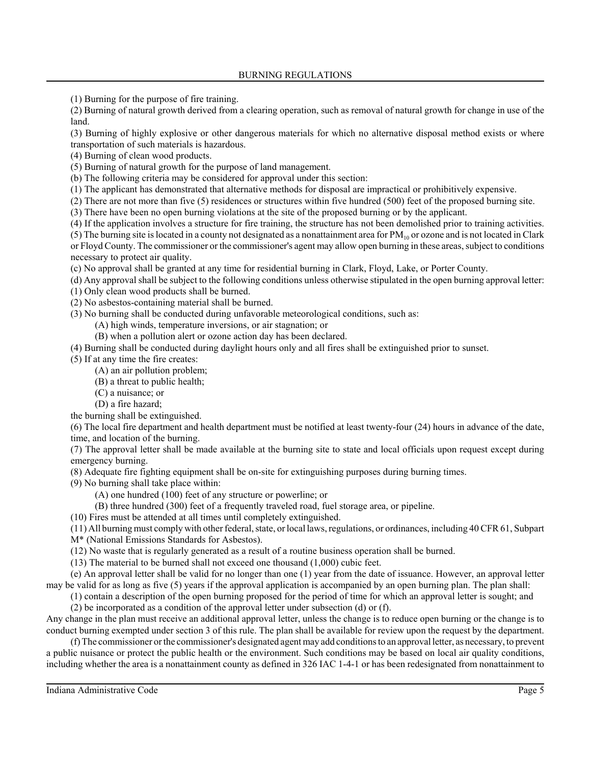(1) Burning for the purpose of fire training.

(2) Burning of natural growth derived from a clearing operation, such as removal of natural growth for change in use of the land.

(3) Burning of highly explosive or other dangerous materials for which no alternative disposal method exists or where transportation of such materials is hazardous.

(4) Burning of clean wood products.

(5) Burning of natural growth for the purpose of land management.

(b) The following criteria may be considered for approval under this section:

(1) The applicant has demonstrated that alternative methods for disposal are impractical or prohibitively expensive.

(2) There are not more than five (5) residences or structures within five hundred (500) feet of the proposed burning site.

(3) There have been no open burning violations at the site of the proposed burning or by the applicant.

(4) If the application involves a structure for fire training, the structure has not been demolished prior to training activities.

(5) The burning site is located in a county not designated as a nonattainment area for $PM_{10}$ or ozone and is not located in Clark or Floyd County. The commissioner or the commissioner's agent may allow open burning in these areas, subject to conditions necessary to protect air quality.

(c) No approval shall be granted at any time for residential burning in Clark, Floyd, Lake, or Porter County.

(d) Any approval shall be subject to the following conditions unless otherwise stipulated in the open burning approval letter:

(1) Only clean wood products shall be burned.

(2) No asbestos-containing material shall be burned.

(3) No burning shall be conducted during unfavorable meteorological conditions, such as:

 (A) high winds, temperature inversions, or air stagnation; or

 (B) when a pollution alert or ozone action day has been declared.

(4) Burning shall be conducted during daylight hours only and all fires shall be extinguished prior to sunset.

(5) If at any time the fire creates:

 (A) an air pollution problem;

 (B) a threat to public health;

 (C) a nuisance; or

 (D) a fire hazard;

the burning shall be extinguished.

(6) The local fire department and health department must be notified at least twenty-four (24) hours in advance of the date, time, and location of the burning.

(7) The approval letter shall be made available at the burning site to state and local officials upon request except during emergency burning.

(8) Adequate fire fighting equipment shall be on-site for extinguishing purposes during burning times.

(9) No burning shall take place within:

 (A) one hundred (100) feet of any structure or powerline; or

 (B) three hundred (300) feet of a frequently traveled road, fuel storage area, or pipeline.

(10) Fires must be attended at all times until completely extinguished.

(11) All burning must comply with other federal, state, or local laws, regulations, or ordinances, including 40 CFR 61, Subpart M* (National Emissions Standards for Asbestos).

(12) No waste that is regularly generated as a result of a routine business operation shall be burned.

(13) The material to be burned shall not exceed one thousand (1,000) cubic feet.

(e) An approval letter shall be valid for no longer than one (1) year from the date of issuance. However, an approval letter may be valid for as long as five (5) years if the approval application is accompanied by an open burning plan. The plan shall:

(1) contain a description of the open burning proposed for the period of time for which an approval letter is sought; and

(2) be incorporated as a condition of the approval letter under subsection (d) or (f).

Any change in the plan must receive an additional approval letter, unless the change is to reduce open burning or the change is to conduct burning exempted under section 3 of this rule. The plan shall be available for review upon the request by the department.

(f) The commissioner or the commissioner's designated agent may add conditions to an approval letter, as necessary, to prevent a public nuisance or protect the public health or the environment. Such conditions may be based on local air quality conditions, including whether the area is a nonattainment county as defined in 326 IAC 1-4-1 or has been redesignated from nonattainment to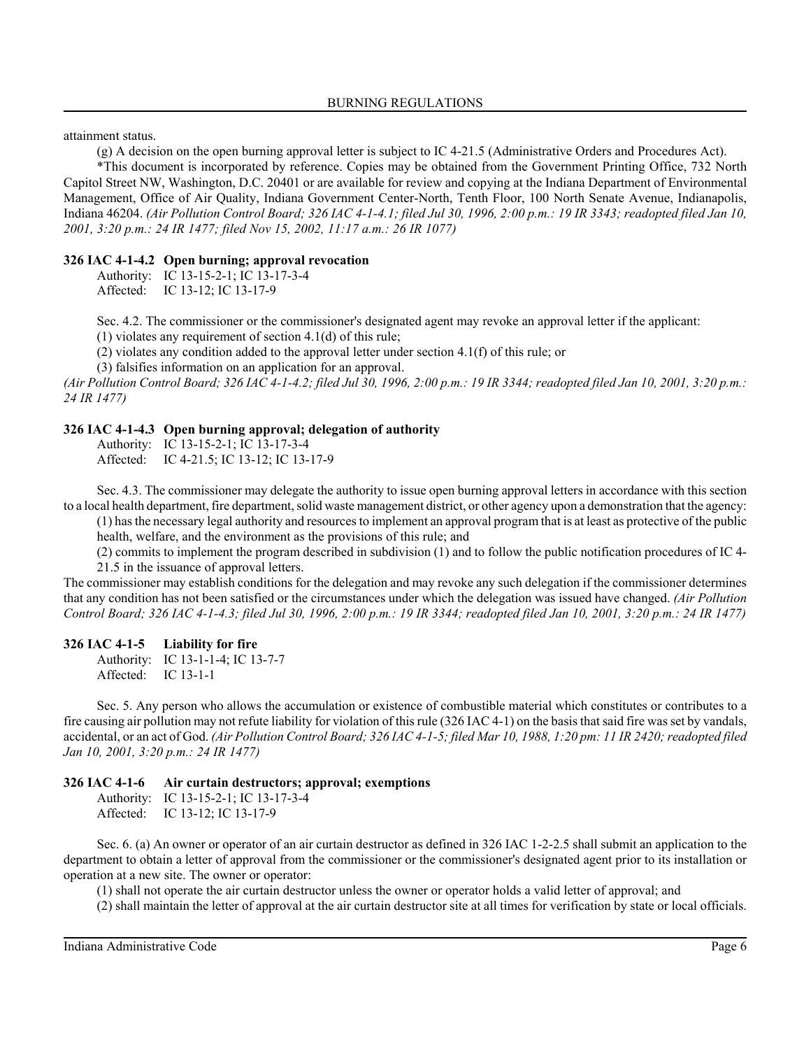attainment status.

(g) A decision on the open burning approval letter is subject to IC 4-21.5 (Administrative Orders and Procedures Act).

*This document is incorporated by reference. Copies may be obtained from the Government Printing Office, 732 North Capitol Street NW, Washington, D.C. 20401 or are available for review and copying at the Indiana Department of Environmental Management, Office of Air Quality, Indiana Government Center-North, Tenth Floor, 100 North Senate Avenue, Indianapolis, Indiana 46204. *(Air Pollution Control Board; 326 IAC 4-1-4.1; filed Jul 30, 1996, 2:00 p.m.: 19 IR 3343; readopted filed Jan 10, 2001, 3:20 p.m.: 24 IR 1477; filed Nov 15, 2002, 11:17 a.m.: 26 IR 1077)*

### 326 IAC 4-1-4.2 Open burning; approval revocation

Authority: IC 13-15-2-1; IC 13-17-3-4
Affected: IC 13-12; IC 13-17-9

Sec. 4.2. The commissioner or the commissioner's designated agent may revoke an approval letter if the applicant:

(1) violates any requirement of section 4.1(d) of this rule;

(2) violates any condition added to the approval letter under section 4.1(f) of this rule; or

(3) falsifies information on an application for an approval.

*(Air Pollution Control Board; 326 IAC 4-1-4.2; filed Jul 30, 1996, 2:00 p.m.: 19 IR 3344; readopted filed Jan 10, 2001, 3:20 p.m.: 24 IR 1477)*

### 326 IAC 4-1-4.3 Open burning approval; delegation of authority

Authority: IC 13-15-2-1; IC 13-17-3-4
Affected: IC 4-21.5; IC 13-12; IC 13-17-9

Sec. 4.3. The commissioner may delegate the authority to issue open burning approval letters in accordance with this section to a local health department, fire department, solid waste management district, or other agency upon a demonstration that the agency:

(1) has the necessary legal authority and resources to implement an approval program that is at least as protective of the public health, welfare, and the environment as the provisions of this rule; and

(2) commits to implement the program described in subdivision (1) and to follow the public notification procedures of IC 4-21.5 in the issuance of approval letters.

The commissioner may establish conditions for the delegation and may revoke any such delegation if the commissioner determines that any condition has not been satisfied or the circumstances under which the delegation was issued have changed. *(Air Pollution Control Board; 326 IAC 4-1-4.3; filed Jul 30, 1996, 2:00 p.m.: 19 IR 3344; readopted filed Jan 10, 2001, 3:20 p.m.: 24 IR 1477)*

### 326 IAC 4-1-5 Liability for fire

Authority: IC 13-1-1-4; IC 13-7-7
Affected: IC 13-1-1

Sec. 5. Any person who allows the accumulation or existence of combustible material which constitutes or contributes to a fire causing air pollution may not refute liability for violation of this rule (326 IAC 4-1) on the basis that said fire was set by vandals, accidental, or an act of God. *(Air Pollution Control Board; 326 IAC 4-1-5; filed Mar 10, 1988, 1:20 pm: 11 IR 2420; readopted filed Jan 10, 2001, 3:20 p.m.: 24 IR 1477)*

### 326 IAC 4-1-6 Air curtain destructors; approval; exemptions

Authority: IC 13-15-2-1; IC 13-17-3-4
Affected: IC 13-12; IC 13-17-9

Sec. 6. (a) An owner or operator of an air curtain destructor as defined in 326 IAC 1-2-2.5 shall submit an application to the department to obtain a letter of approval from the commissioner or the commissioner's designated agent prior to its installation or operation at a new site. The owner or operator:

(1) shall not operate the air curtain destructor unless the owner or operator holds a valid letter of approval; and

(2) shall maintain the letter of approval at the air curtain destructor site at all times for verification by state or local officials.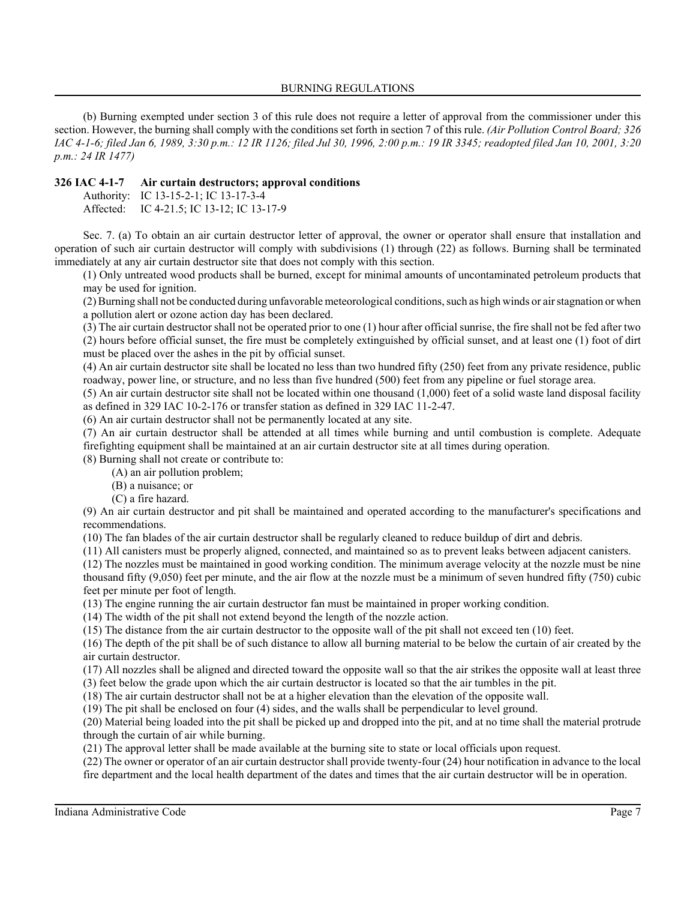(b) Burning exempted under section 3 of this rule does not require a letter of approval from the commissioner under this section. However, the burning shall comply with the conditions set forth in section 7 of this rule. *(Air Pollution Control Board; 326 IAC 4-1-6; filed Jan 6, 1989, 3:30 p.m.: 12 IR 1126; filed Jul 30, 1996, 2:00 p.m.: 19 IR 3345; readopted filed Jan 10, 2001, 3:20 p.m.: 24 IR 1477)*

### 326 IAC 4-1-7 Air curtain destructors; approval conditions

Authority: IC 13-15-2-1; IC 13-17-3-4
Affected: IC 4-21.5; IC 13-12; IC 13-17-9

Sec. 7. (a) To obtain an air curtain destructor letter of approval, the owner or operator shall ensure that installation and operation of such air curtain destructor will comply with subdivisions (1) through (22) as follows. Burning shall be terminated immediately at any air curtain destructor site that does not comply with this section.

(1) Only untreated wood products shall be burned, except for minimal amounts of uncontaminated petroleum products that may be used for ignition.

(2) Burning shall not be conducted during unfavorable meteorological conditions, such as high winds or air stagnation or when a pollution alert or ozone action day has been declared.

(3) The air curtain destructor shall not be operated prior to one (1) hour after official sunrise, the fire shall not be fed after two (2) hours before official sunset, the fire must be completely extinguished by official sunset, and at least one (1) foot of dirt must be placed over the ashes in the pit by official sunset.

(4) An air curtain destructor site shall be located no less than two hundred fifty (250) feet from any private residence, public roadway, power line, or structure, and no less than five hundred (500) feet from any pipeline or fuel storage area.

(5) An air curtain destructor site shall not be located within one thousand (1,000) feet of a solid waste land disposal facility as defined in 329 IAC 10-2-176 or transfer station as defined in 329 IAC 11-2-47.

(6) An air curtain destructor shall not be permanently located at any site.

(7) An air curtain destructor shall be attended at all times while burning and until combustion is complete. Adequate firefighting equipment shall be maintained at an air curtain destructor site at all times during operation.

(8) Burning shall not create or contribute to:

(A) an air pollution problem;
(B) a nuisance; or
(C) a fire hazard.

(9) An air curtain destructor and pit shall be maintained and operated according to the manufacturer's specifications and recommendations.

(10) The fan blades of the air curtain destructor shall be regularly cleaned to reduce buildup of dirt and debris.

(11) All canisters must be properly aligned, connected, and maintained so as to prevent leaks between adjacent canisters.

(12) The nozzles must be maintained in good working condition. The minimum average velocity at the nozzle must be nine thousand fifty (9,050) feet per minute, and the air flow at the nozzle must be a minimum of seven hundred fifty (750) cubic feet per minute per foot of length.

(13) The engine running the air curtain destructor fan must be maintained in proper working condition.

(14) The width of the pit shall not extend beyond the length of the nozzle action.

(15) The distance from the air curtain destructor to the opposite wall of the pit shall not exceed ten (10) feet.

(16) The depth of the pit shall be of such distance to allow all burning material to be below the curtain of air created by the air curtain destructor.

(17) All nozzles shall be aligned and directed toward the opposite wall so that the air strikes the opposite wall at least three (3) feet below the grade upon which the air curtain destructor is located so that the air tumbles in the pit.

(18) The air curtain destructor shall not be at a higher elevation than the elevation of the opposite wall.

(19) The pit shall be enclosed on four (4) sides, and the walls shall be perpendicular to level ground.

(20) Material being loaded into the pit shall be picked up and dropped into the pit, and at no time shall the material protrude through the curtain of air while burning.

(21) The approval letter shall be made available at the burning site to state or local officials upon request.

(22) The owner or operator of an air curtain destructor shall provide twenty-four (24) hour notification in advance to the local fire department and the local health department of the dates and times that the air curtain destructor will be in operation.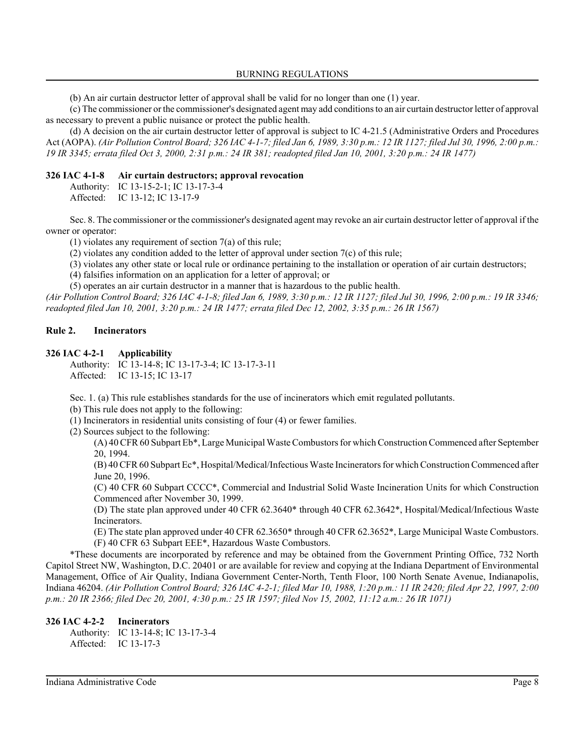(b) An air curtain destructor letter of approval shall be valid for no longer than one (1) year.

(c) The commissioner or the commissioner's designated agent may add conditions to an air curtain destructor letter of approval as necessary to prevent a public nuisance or protect the public health.

(d) A decision on the air curtain destructor letter of approval is subject to IC 4-21.5 (Administrative Orders and Procedures Act (AOPA). *(Air Pollution Control Board; 326 IAC 4-1-7; filed Jan 6, 1989, 3:30 p.m.: 12 IR 1127; filed Jul 30, 1996, 2:00 p.m.: 19 IR 3345; errata filed Oct 3, 2000, 2:31 p.m.: 24 IR 381; readopted filed Jan 10, 2001, 3:20 p.m.: 24 IR 1477)*

### 326 IAC 4-1-8 Air curtain destructors; approval revocation

Authority: IC 13-15-2-1; IC 13-17-3-4
Affected: IC 13-12; IC 13-17-9

Sec. 8. The commissioner or the commissioner's designated agent may revoke an air curtain destructor letter of approval if the owner or operator:

(1) violates any requirement of section 7(a) of this rule;
(2) violates any condition added to the letter of approval under section 7(c) of this rule;
(3) violates any other state or local rule or ordinance pertaining to the installation or operation of air curtain destructors;
(4) falsifies information on an application for a letter of approval; or
(5) operates an air curtain destructor in a manner that is hazardous to the public health.

*(Air Pollution Control Board; 326 IAC 4-1-8; filed Jan 6, 1989, 3:30 p.m.: 12 IR 1127; filed Jul 30, 1996, 2:00 p.m.: 19 IR 3346; readopted filed Jan 10, 2001, 3:20 p.m.: 24 IR 1477; errata filed Dec 12, 2002, 3:35 p.m.: 26 IR 1567)*

## Rule 2. Incinerators

### 326 IAC 4-2-1 Applicability

Authority: IC 13-14-8; IC 13-17-3-4; IC 13-17-3-11
Affected: IC 13-15; IC 13-17

Sec. 1. (a) This rule establishes standards for the use of incinerators which emit regulated pollutants.

(b) This rule does not apply to the following:

(1) Incinerators in residential units consisting of four (4) or fewer families.
(2) Sources subject to the following:

(A) 40 CFR 60 Subpart Eb*, Large Municipal Waste Combustors for which Construction Commenced after September 20, 1994.
(B) 40 CFR 60 Subpart Ec*, Hospital/Medical/Infectious Waste Incinerators for which Construction Commenced after June 20, 1996.
(C) 40 CFR 60 Subpart CCCC*, Commercial and Industrial Solid Waste Incineration Units for which Construction Commenced after November 30, 1999.
(D) The state plan approved under 40 CFR 62.3640* through 40 CFR 62.3642*, Hospital/Medical/Infectious Waste Incinerators.
(E) The state plan approved under 40 CFR 62.3650* through 40 CFR 62.3652*, Large Municipal Waste Combustors.
(F) 40 CFR 63 Subpart EEE*, Hazardous Waste Combustors.

*These documents are incorporated by reference and may be obtained from the Government Printing Office, 732 North Capitol Street NW, Washington, D.C. 20401 or are available for review and copying at the Indiana Department of Environmental Management, Office of Air Quality, Indiana Government Center-North, Tenth Floor, 100 North Senate Avenue, Indianapolis, Indiana 46204. *(Air Pollution Control Board; 326 IAC 4-2-1; filed Mar 10, 1988, 1:20 p.m.: 11 IR 2420; filed Apr 22, 1997, 2:00 p.m.: 20 IR 2366; filed Dec 20, 2001, 4:30 p.m.: 25 IR 1597; filed Nov 15, 2002, 11:12 a.m.: 26 IR 1071)*

### 326 IAC 4-2-2 Incinerators

Authority: IC 13-14-8; IC 13-17-3-4
Affected: IC 13-17-3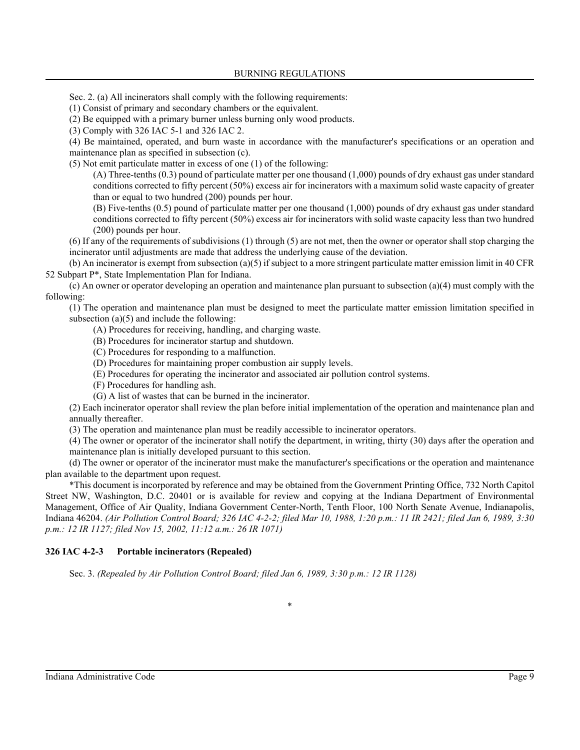Sec. 2. (a) All incinerators shall comply with the following requirements:

(1) Consist of primary and secondary chambers or the equivalent.

(2) Be equipped with a primary burner unless burning only wood products.

(3) Comply with 326 IAC 5-1 and 326 IAC 2.

(4) Be maintained, operated, and burn waste in accordance with the manufacturer's specifications or an operation and maintenance plan as specified in subsection (c).

(5) Not emit particulate matter in excess of one (1) of the following:

(A) Three-tenths (0.3) pound of particulate matter per one thousand (1,000) pounds of dry exhaust gas under standard conditions corrected to fifty percent (50%) excess air for incinerators with a maximum solid waste capacity of greater than or equal to two hundred (200) pounds per hour.

(B) Five-tenths (0.5) pound of particulate matter per one thousand (1,000) pounds of dry exhaust gas under standard conditions corrected to fifty percent (50%) excess air for incinerators with solid waste capacity less than two hundred (200) pounds per hour.

(6) If any of the requirements of subdivisions (1) through (5) are not met, then the owner or operator shall stop charging the incinerator until adjustments are made that address the underlying cause of the deviation.

(b) An incinerator is exempt from subsection (a)(5) if subject to a more stringent particulate matter emission limit in 40 CFR 52 Subpart P*, State Implementation Plan for Indiana.

(c) An owner or operator developing an operation and maintenance plan pursuant to subsection (a)(4) must comply with the following:

(1) The operation and maintenance plan must be designed to meet the particulate matter emission limitation specified in subsection (a)(5) and include the following:

(A) Procedures for receiving, handling, and charging waste.

(B) Procedures for incinerator startup and shutdown.

(C) Procedures for responding to a malfunction.

(D) Procedures for maintaining proper combustion air supply levels.

(E) Procedures for operating the incinerator and associated air pollution control systems.

(F) Procedures for handling ash.

(G) A list of wastes that can be burned in the incinerator.

(2) Each incinerator operator shall review the plan before initial implementation of the operation and maintenance plan and annually thereafter.

(3) The operation and maintenance plan must be readily accessible to incinerator operators.

(4) The owner or operator of the incinerator shall notify the department, in writing, thirty (30) days after the operation and maintenance plan is initially developed pursuant to this section.

(d) The owner or operator of the incinerator must make the manufacturer's specifications or the operation and maintenance plan available to the department upon request.

*This document is incorporated by reference and may be obtained from the Government Printing Office, 732 North Capitol Street NW, Washington, D.C. 20401 or is available for review and copying at the Indiana Department of Environmental Management, Office of Air Quality, Indiana Government Center-North, Tenth Floor, 100 North Senate Avenue, Indianapolis, Indiana 46204. *(Air Pollution Control Board; 326 IAC 4-2-2; filed Mar 10, 1988, 1:20 p.m.: 11 IR 2421; filed Jan 6, 1989, 3:30 p.m.: 12 IR 1127; filed Nov 15, 2002, 11:12 a.m.: 26 IR 1071)*

**326 IAC 4-2-3 Portable incinerators (Repealed)**

Sec. 3. *(Repealed by Air Pollution Control Board; filed Jan 6, 1989, 3:30 p.m.: 12 IR 1128)*

*